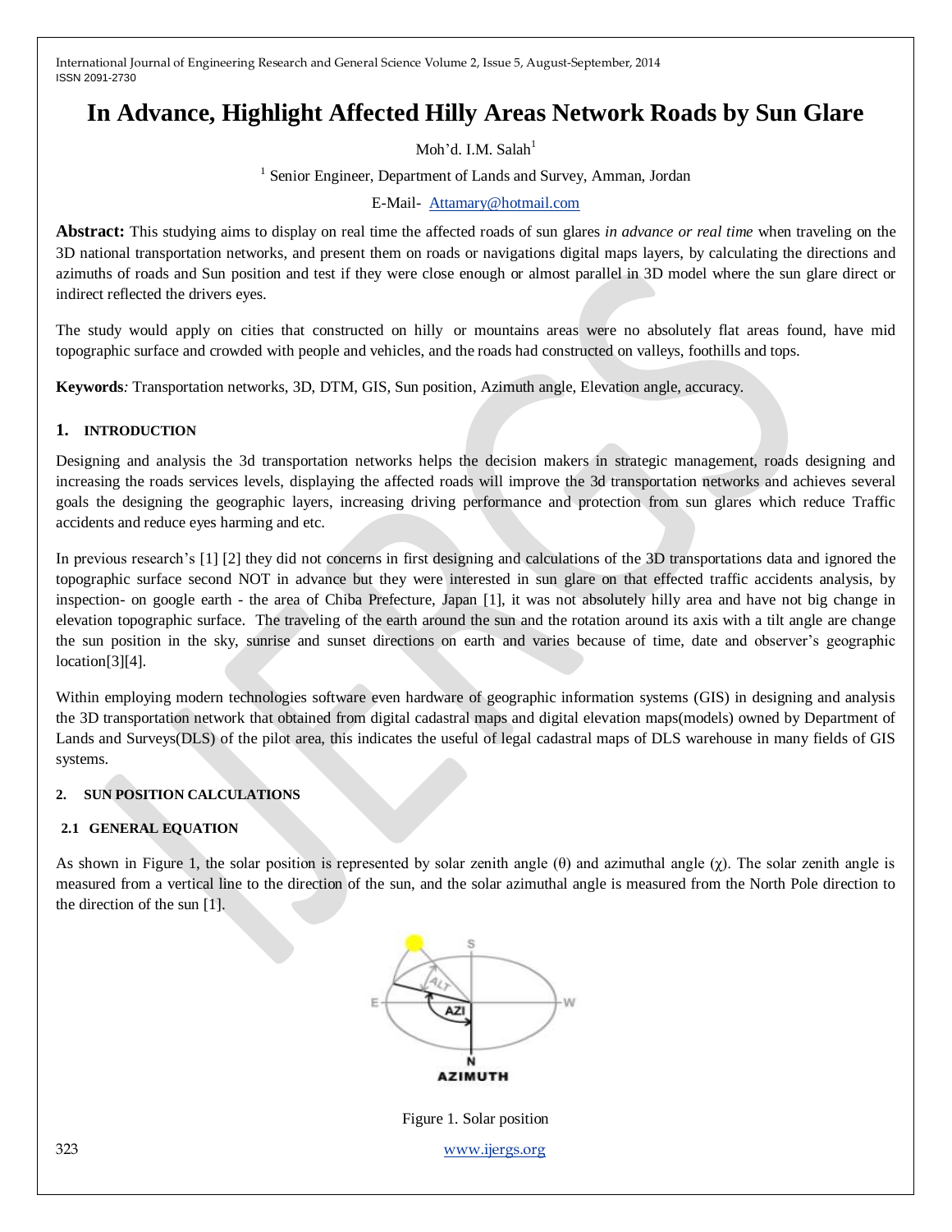# In Advance, Highlight Affected Hilly Areas Network Roads by Sun Glare

Moh'd. I.M. Salah[1]

[1] Senior Engineer, Department of Lands and Survey, Amman, Jordan

E-Mail- Attamary@hotmail.com

**Abstract:** This studying aims to display on real time the affected roads of sun glares *in advance or real time* when traveling on the 3D national transportation networks, and present them on roads or navigations digital maps layers, by calculating the directions and azimuths of roads and Sun position and test if they were close enough or almost parallel in 3D model where the sun glare direct or indirect reflected the drivers eyes.

The study would apply on cities that constructed on hilly or mountains areas were no absolutely flat areas found, have mid topographic surface and crowded with people and vehicles, and the roads had constructed on valleys, foothills and tops.

**Keywords***:* Transportation networks, 3D, DTM, GIS, Sun position, Azimuth angle, Elevation angle, accuracy.

## 1. INTRODUCTION

Designing and analysis the 3d transportation networks helps the decision makers in strategic management, roads designing and increasing the roads services levels, displaying the affected roads will improve the 3d transportation networks and achieves several goals the designing the geographic layers, increasing driving performance and protection from sun glares which reduce Traffic accidents and reduce eyes harming and etc.

In previous research's [1] [2] they did not concerns in first designing and calculations of the 3D transportations data and ignored the topographic surface second NOT in advance but they were interested in sun glare on that effected traffic accidents analysis, by inspection- on google earth - the area of Chiba Prefecture, Japan [1], it was not absolutely hilly area and have not big change in elevation topographic surface. The traveling of the earth around the sun and the rotation around its axis with a tilt angle are change the sun position in the sky, sunrise and sunset directions on earth and varies because of time, date and observer's geographic location[3][4].

Within employing modern technologies software even hardware of geographic information systems (GIS) in designing and analysis the 3D transportation network that obtained from digital cadastral maps and digital elevation maps(models) owned by Department of Lands and Surveys(DLS) of the pilot area, this indicates the useful of legal cadastral maps of DLS warehouse in many fields of GIS systems.

## 2. SUN POSITION CALCULATIONS

### 2.1 GENERAL EQUATION

As shown in Figure 1, the solar position is represented by solar zenith angle ($\theta$) and azimuthal angle ($\chi$). The solar zenith angle is measured from a vertical line to the direction of the sun, and the solar azimuthal angle is measured from the North Pole direction to the direction of the sun [1].

Figure 1. Solar position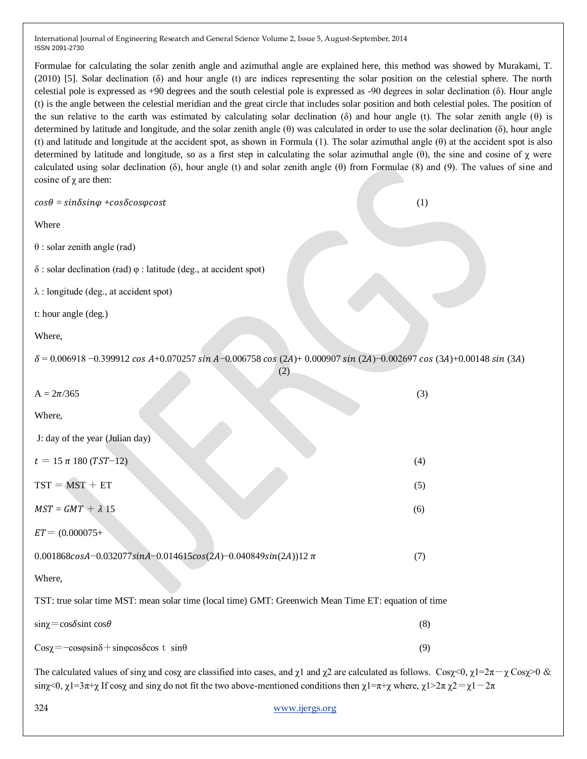Formulae for calculating the solar zenith angle and azimuthal angle are explained here, this method was showed by Murakami, T. (2010) [5]. Solar declination (δ) and hour angle (t) are indices representing the solar position on the celestial sphere. The north celestial pole is expressed as +90 degrees and the south celestial pole is expressed as -90 degrees in solar declination (δ). Hour angle (t) is the angle between the celestial meridian and the great circle that includes solar position and both celestial poles. The position of the sun relative to the earth was estimated by calculating solar declination (δ) and hour angle (t). The solar zenith angle (θ) is determined by latitude and longitude, and the solar zenith angle (θ) was calculated in order to use the solar declination (δ), hour angle (t) and latitude and longitude at the accident spot, as shown in Formula (1). The solar azimuthal angle (θ) at the accident spot is also determined by latitude and longitude, so as a first step in calculating the solar azimuthal angle (θ), the sine and cosine of χ were calculated using solar declination (δ), hour angle (t) and solar zenith angle (θ) from Formulae (8) and (9). The values of sine and cosine of χ are then:

$$\cos\theta = \sin\delta\sin\varphi + \cos\delta\cos\varphi\cos t \quad (1)$$

Where

θ : solar zenith angle (rad)

δ : solar declination (rad) φ : latitude (deg., at accident spot)

λ : longitude (deg., at accident spot)

t: hour angle (deg.)

Where,

$$\delta = 0.006918 - 0.399912\cos A + 0.070257\sin A - 0.006758\cos(2A) + 0.000907\sin(2A) - 0.002697\cos(3A) + 0.00148\sin(3A) \quad (2)$$

$$A = 2\pi/365 \quad (3)$$

Where,

J: day of the year (Julian day)

$$t = 15\ \pi\ 180\ (TST - 12) \quad (4)$$

$$TST = MST + ET \quad (5)$$

$$MST = GMT + \lambda\ 15 \quad (6)$$

$$ET = (0.000075 + 0.001868\cos A - 0.032077\sin A - 0.014615\cos(2A) - 0.040849\sin(2A))12\ \pi \quad (7)$$

Where,

TST: true solar time MST: mean solar time (local time) GMT: Greenwich Mean Time ET: equation of time

$$\sin\chi = \cos\delta\sin t\ \cos\theta \quad (8)$$

$$\cos\chi = -\cos\varphi\sin\delta + \sin\varphi\cos\delta\cos t\ \ \sin\theta \quad (9)$$

The calculated values of sinχ and cosχ are classified into cases, and χ1 and χ2 are calculated as follows. Cosχ<0, χ1=2π－χ Cosχ>0 & sinχ<0, χ1=3π+χ If cosχ and sinχ do not fit the two above-mentioned conditions then χ1=π+χ where, χ1>2π χ2＝χ1－2π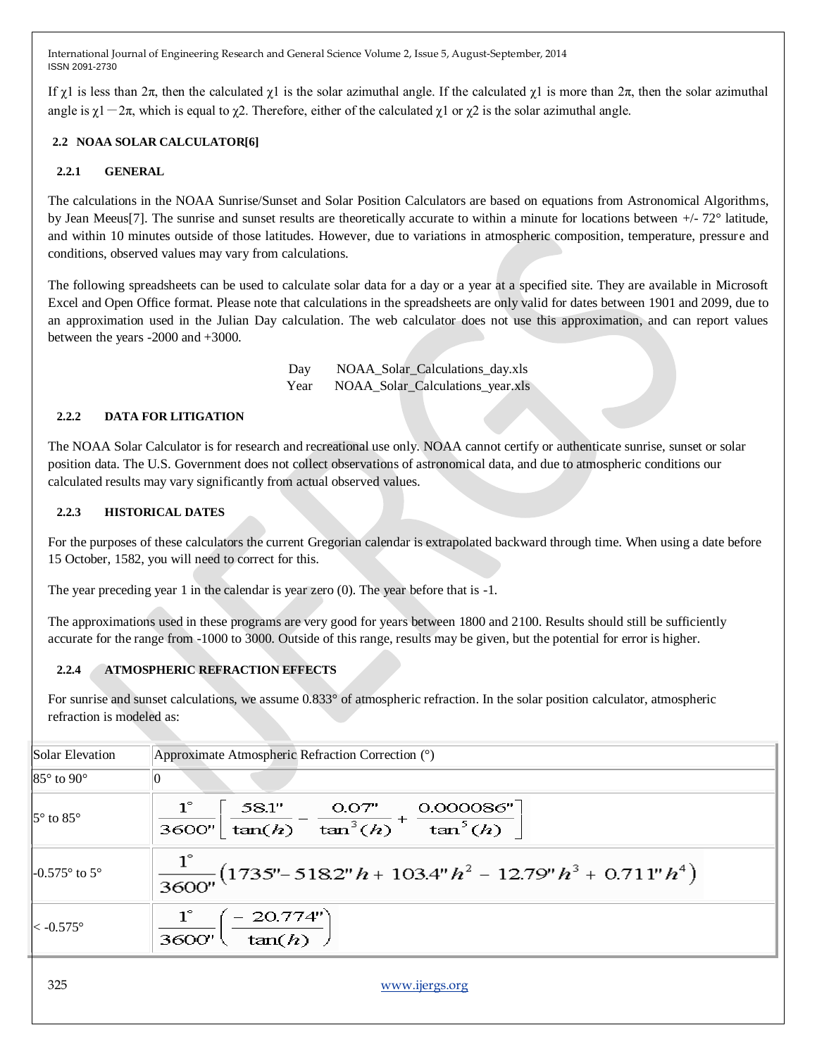If $\chi 1$ is less than $2\pi$, then the calculated $\chi 1$ is the solar azimuthal angle. If the calculated $\chi 1$ is more than $2\pi$, then the solar azimuthal angle is $\chi 1 - 2\pi$, which is equal to $\chi 2$. Therefore, either of the calculated $\chi 1$ or $\chi 2$ is the solar azimuthal angle.

## 2.2 NOAA SOLAR CALCULATOR[6]

### 2.2.1 GENERAL

The calculations in the NOAA Sunrise/Sunset and Solar Position Calculators are based on equations from Astronomical Algorithms, by Jean Meeus[7]. The sunrise and sunset results are theoretically accurate to within a minute for locations between +/- 72° latitude, and within 10 minutes outside of those latitudes. However, due to variations in atmospheric composition, temperature, pressure and conditions, observed values may vary from calculations.

The following spreadsheets can be used to calculate solar data for a day or a year at a specified site. They are available in Microsoft Excel and Open Office format. Please note that calculations in the spreadsheets are only valid for dates between 1901 and 2099, due to an approximation used in the Julian Day calculation. The web calculator does not use this approximation, and can report values between the years -2000 and +3000.

Day NOAA_Solar_Calculations_day.xls
Year NOAA_Solar_Calculations_year.xls

### 2.2.2 DATA FOR LITIGATION

The NOAA Solar Calculator is for research and recreational use only. NOAA cannot certify or authenticate sunrise, sunset or solar position data. The U.S. Government does not collect observations of astronomical data, and due to atmospheric conditions our calculated results may vary significantly from actual observed values.

### 2.2.3 HISTORICAL DATES

For the purposes of these calculators the current Gregorian calendar is extrapolated backward through time. When using a date before 15 October, 1582, you will need to correct for this.

The year preceding year 1 in the calendar is year zero (0). The year before that is -1.

The approximations used in these programs are very good for years between 1800 and 2100. Results should still be sufficiently accurate for the range from -1000 to 3000. Outside of this range, results may be given, but the potential for error is higher.

### 2.2.4 ATMOSPHERIC REFRACTION EFFECTS

For sunrise and sunset calculations, we assume 0.833° of atmospheric refraction. In the solar position calculator, atmospheric refraction is modeled as:

| Solar Elevation | Approximate Atmospheric Refraction Correction (°) |
|---|---|
| 85° to 90° | 0 |
| 5° to 85° | $\frac{1^\circ}{3600''}\left[\frac{58.1''}{\tan(h)} - \frac{0.07''}{\tan^3(h)} + \frac{0.000086''}{\tan^5(h)}\right]$ |
| -0.575° to 5° | $\frac{1^\circ}{3600''}\left(1735'' - 518.2''h + 103.4''h^2 - 12.79''h^3 + 0.711''h^4\right)$ |
| < -0.575° | $\frac{1^\circ}{3600''}\left(\frac{-20.774''}{\tan(h)}\right)$ |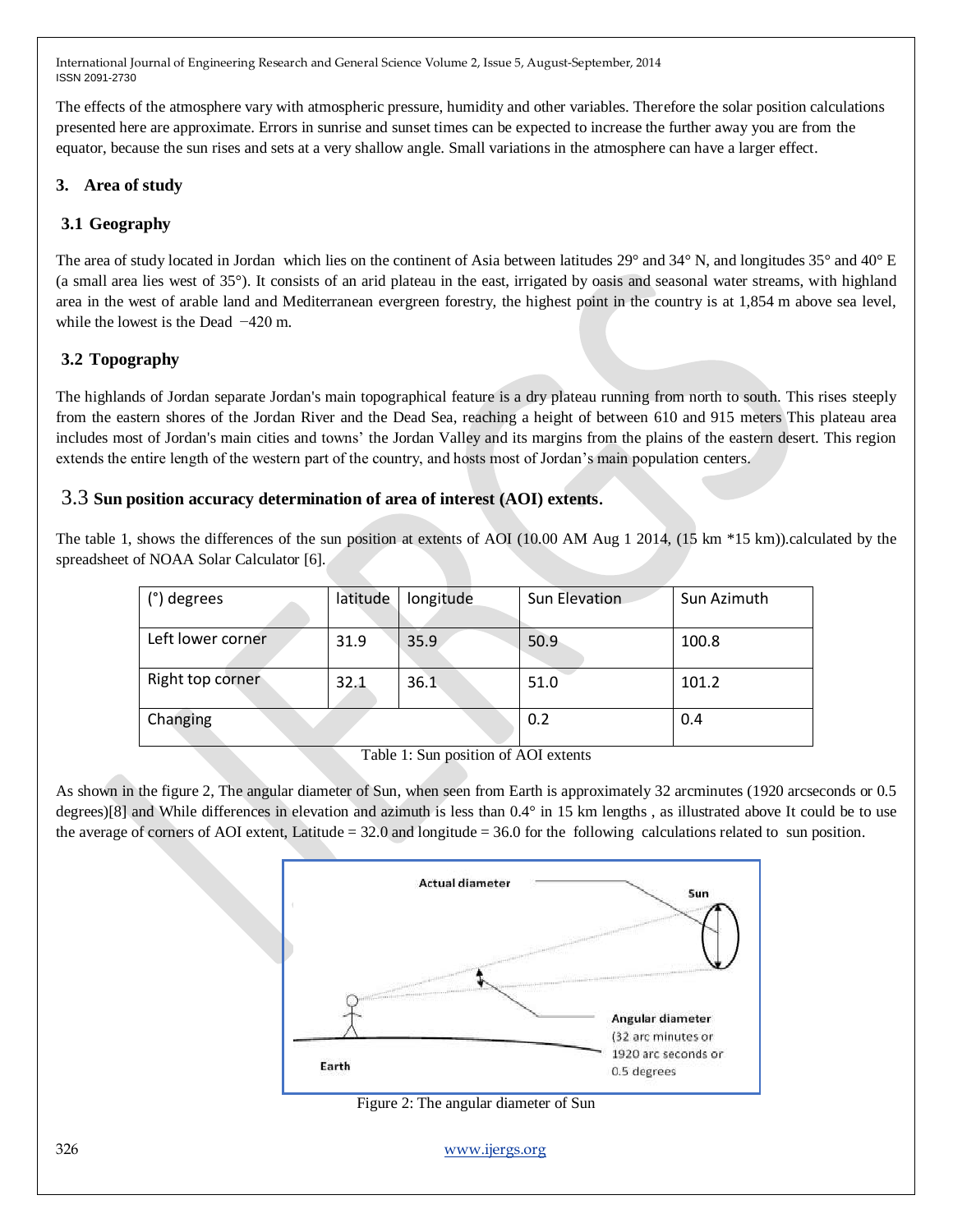The effects of the atmosphere vary with atmospheric pressure, humidity and other variables. Therefore the solar position calculations presented here are approximate. Errors in sunrise and sunset times can be expected to increase the further away you are from the equator, because the sun rises and sets at a very shallow angle. Small variations in the atmosphere can have a larger effect.

## 3. Area of study

### 3.1 Geography

The area of study located in Jordan which lies on the continent of Asia between latitudes 29° and 34° N, and longitudes 35° and 40° E (a small area lies west of 35°). It consists of an arid plateau in the east, irrigated by oasis and seasonal water streams, with highland area in the west of arable land and Mediterranean evergreen forestry, the highest point in the country is at 1,854 m above sea level, while the lowest is the Dead −420 m.

### 3.2 Topography

The highlands of Jordan separate Jordan's main topographical feature is a dry plateau running from north to south. This rises steeply from the eastern shores of the Jordan River and the Dead Sea, reaching a height of between 610 and 915 meters This plateau area includes most of Jordan's main cities and towns' the Jordan Valley and its margins from the plains of the eastern desert. This region extends the entire length of the western part of the country, and hosts most of Jordan's main population centers.

### 3.3 Sun position accuracy determination of area of interest (AOI) extents.

The table 1, shows the differences of the sun position at extents of AOI (10.00 AM Aug 1 2014, (15 km *15 km)).calculated by the spreadsheet of NOAA Solar Calculator [6].

| (°) degrees | latitude | longitude | Sun Elevation | Sun Azimuth |
|---|---|---|---|---|
| Left lower corner | 31.9 | 35.9 | 50.9 | 100.8 |
| Right top corner | 32.1 | 36.1 | 51.0 | 101.2 |
| Changing | | | 0.2 | 0.4 |

Table 1: Sun position of AOI extents

As shown in the figure 2, The angular diameter of Sun, when seen from Earth is approximately 32 arcminutes (1920 arcseconds or 0.5 degrees)[8] and While differences in elevation and azimuth is less than 0.4° in 15 km lengths , as illustrated above It could be to use the average of corners of AOI extent, Latitude = 32.0 and longitude = 36.0 for the following calculations related to sun position.

Figure 2: The angular diameter of Sun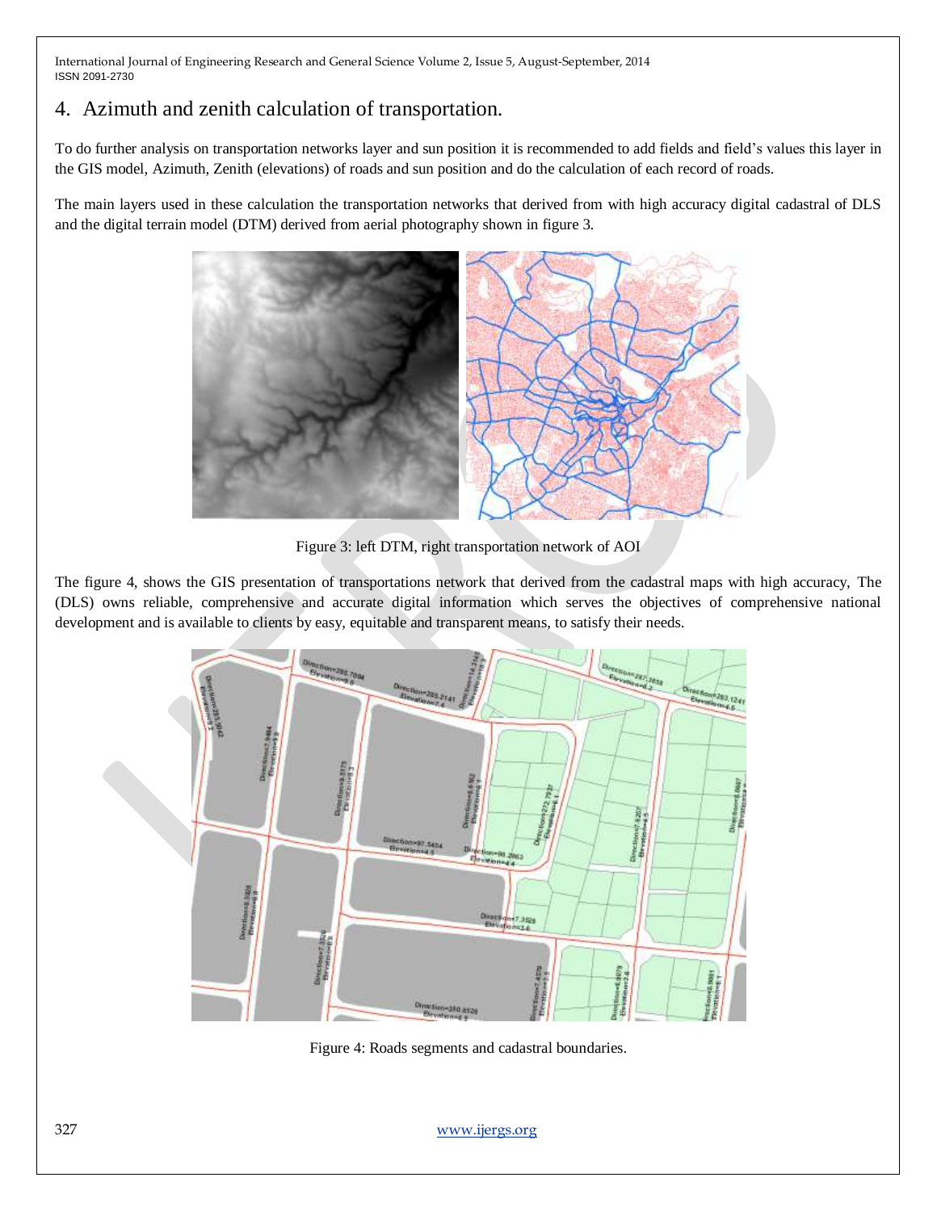## 4. Azimuth and zenith calculation of transportation.

To do further analysis on transportation networks layer and sun position it is recommended to add fields and field's values this layer in the GIS model, Azimuth, Zenith (elevations) of roads and sun position and do the calculation of each record of roads.

The main layers used in these calculation the transportation networks that derived from with high accuracy digital cadastral of DLS and the digital terrain model (DTM) derived from aerial photography shown in figure 3.

Figure 3: left DTM, right transportation network of AOI

The figure 4, shows the GIS presentation of transportations network that derived from the cadastral maps with high accuracy, The (DLS) owns reliable, comprehensive and accurate digital information which serves the objectives of comprehensive national development and is available to clients by easy, equitable and transparent means, to satisfy their needs.

Figure 4: Roads segments and cadastral boundaries.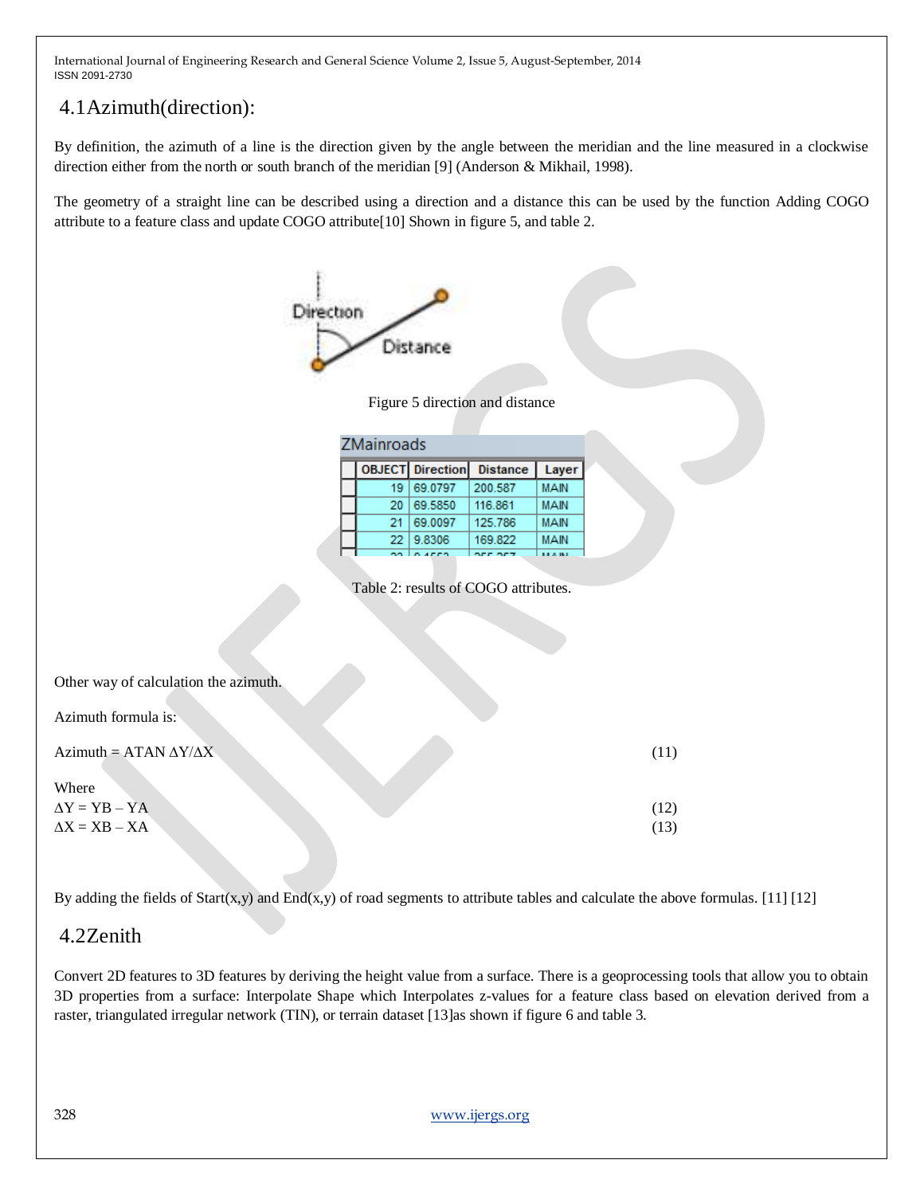## 4.1 Azimuth(direction):

By definition, the azimuth of a line is the direction given by the angle between the meridian and the line measured in a clockwise direction either from the north or south branch of the meridian [9] (Anderson & Mikhail, 1998).

The geometry of a straight line can be described using a direction and a distance this can be used by the function Adding COGO attribute to a feature class and update COGO attribute[10] Shown in figure 5, and table 2.

Figure 5 direction and distance

ZMainroads

| OBJECT | Direction | Distance | Layer |
|---|---|---|---|
| 19 | 69.0797 | 200.587 | MAIN |
| 20 | 69.5850 | 116.861 | MAIN |
| 21 | 69.0097 | 125.786 | MAIN |
| 22 | 9.8306 | 169.822 | MAIN |

Table 2: results of COGO attributes.

Other way of calculation the azimuth.

Azimuth formula is:

$$\text{Azimuth} = \text{ATAN}\ \Delta Y/\Delta X \qquad (11)$$

Where

$$\Delta Y = YB - YA \qquad (12)$$

$$\Delta X = XB - XA \qquad (13)$$

By adding the fields of Start(x,y) and End(x,y) of road segments to attribute tables and calculate the above formulas. [11] [12]

## 4.2 Zenith

Convert 2D features to 3D features by deriving the height value from a surface. There is a geoprocessing tools that allow you to obtain 3D properties from a surface: Interpolate Shape which Interpolates z-values for a feature class based on elevation derived from a raster, triangulated irregular network (TIN), or terrain dataset [13]as shown if figure 6 and table 3.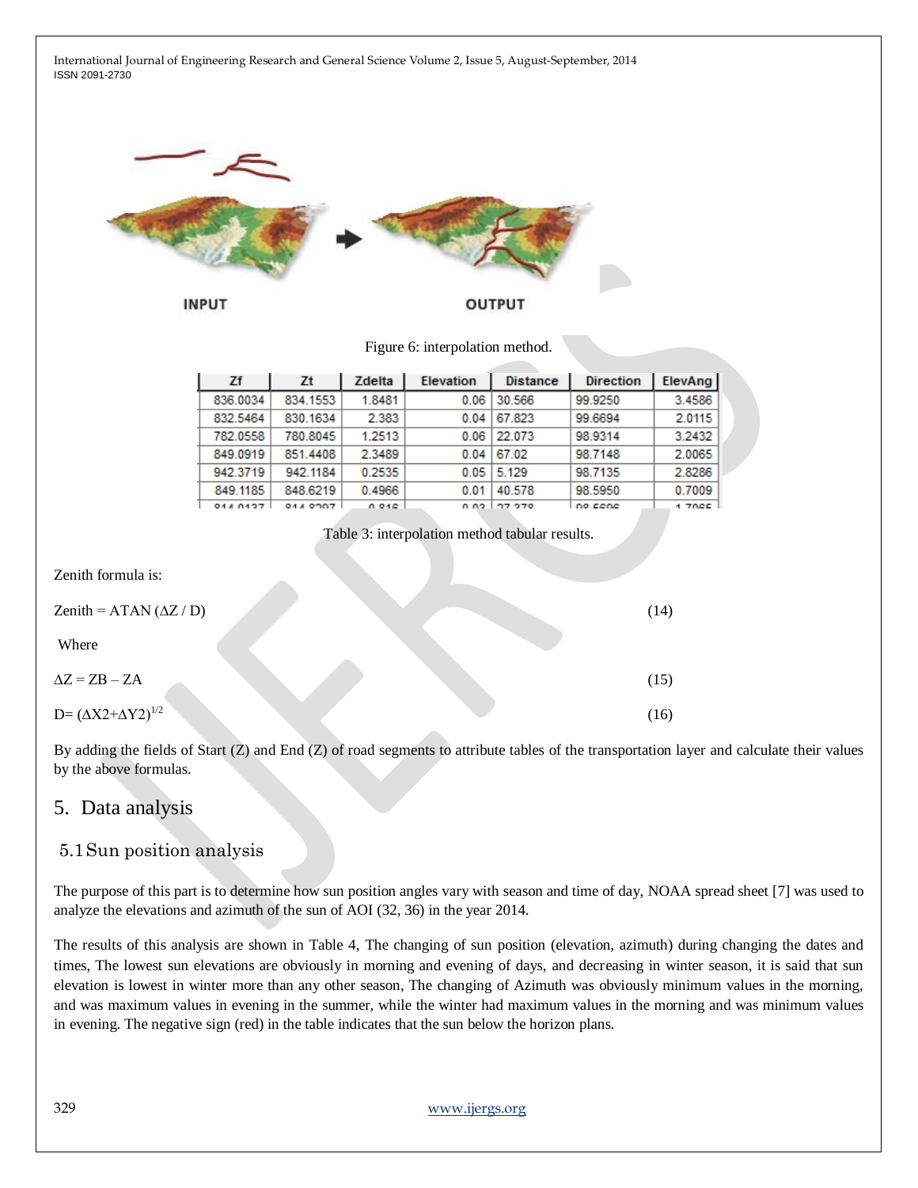INPUT OUTPUT

Figure 6: interpolation method.

| Zf | Zt | Zdelta | Elevation | Distance | Direction | ElevAng |
|---|---|---|---|---|---|---|
| 836.0034 | 834.1553 | 1.8481 | 0.06 | 30.566 | 99.9250 | 3.4586 |
| 832.5464 | 830.1634 | 2.383 | 0.04 | 67.823 | 99.6694 | 2.0115 |
| 782.0558 | 780.8045 | 1.2513 | 0.06 | 22.073 | 98.9314 | 3.2432 |
| 849.0919 | 851.4408 | 2.3489 | 0.04 | 67.02 | 98.7148 | 2.0065 |
| 942.3719 | 942.1184 | 0.2535 | 0.05 | 5.129 | 98.7135 | 2.8286 |
| 849.1185 | 848.6219 | 0.4966 | 0.01 | 40.578 | 98.5950 | 0.7009 |

Table 3: interpolation method tabular results.

Zenith formula is:

$$\text{Zenith} = \text{ATAN}(\Delta Z / D) \quad (14)$$

Where

$$\Delta Z = Z_B - Z_A \quad (15)$$

$$D = (\Delta X^2 + \Delta Y^2)^{1/2} \quad (16)$$

By adding the fields of Start (Z) and End (Z) of road segments to attribute tables of the transportation layer and calculate their values by the above formulas.

# 5. Data analysis

## 5.1 Sun position analysis

The purpose of this part is to determine how sun position angles vary with season and time of day, NOAA spread sheet [7] was used to analyze the elevations and azimuth of the sun of AOI (32, 36) in the year 2014.

The results of this analysis are shown in Table 4, The changing of sun position (elevation, azimuth) during changing the dates and times, The lowest sun elevations are obviously in morning and evening of days, and decreasing in winter season, it is said that sun elevation is lowest in winter more than any other season, The changing of Azimuth was obviously minimum values in the morning, and was maximum values in evening in the summer, while the winter had maximum values in the morning and was minimum values in evening. The negative sign (red) in the table indicates that the sun below the horizon plans.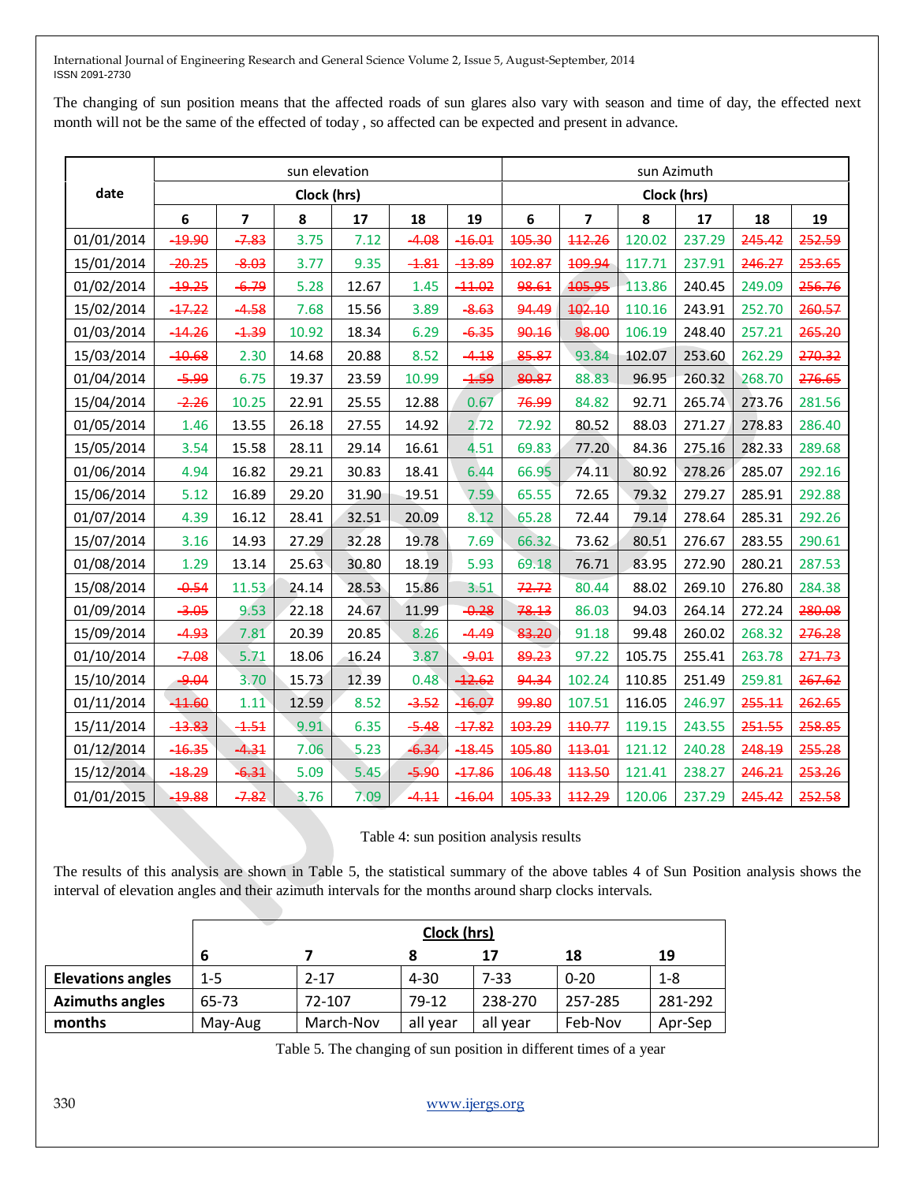The changing of sun position means that the affected roads of sun glares also vary with season and time of day, the effected next month will not be the same of the effected of today , so affected can be expected and present in advance.

| date | sun elevation | | | | | | sun Azimuth | | | | | |
|---|---|---|---|---|---|---|---|---|---|---|---|---|
| | Clock (hrs) | | | | | | Clock (hrs) | | | | | |
| | 6 | 7 | 8 | 17 | 18 | 19 | 6 | 7 | 8 | 17 | 18 | 19 |
| 01/01/2014 | -19.90 | -7.83 | 3.75 | 7.12 | -4.08 | -16.01 | 105.30 | 112.26 | 120.02 | 237.29 | 245.42 | 252.59 |
| 15/01/2014 | -20.25 | -8.03 | 3.77 | 9.35 | -1.81 | -13.89 | 102.87 | 109.94 | 117.71 | 237.91 | 246.27 | 253.65 |
| 01/02/2014 | -19.25 | -6.79 | 5.28 | 12.67 | 1.45 | -11.02 | 98.61 | 105.95 | 113.86 | 240.45 | 249.09 | 256.76 |
| 15/02/2014 | -17.22 | -4.58 | 7.68 | 15.56 | 3.89 | -8.63 | 94.49 | 102.10 | 110.16 | 243.91 | 252.70 | 260.57 |
| 01/03/2014 | -14.26 | -1.39 | 10.92 | 18.34 | 6.29 | -6.35 | 90.16 | 98.00 | 106.19 | 248.40 | 257.21 | 265.20 |
| 15/03/2014 | -10.68 | 2.30 | 14.68 | 20.88 | 8.52 | -4.18 | 85.87 | 93.84 | 102.07 | 253.60 | 262.29 | 270.32 |
| 01/04/2014 | -5.99 | 6.75 | 19.37 | 23.59 | 10.99 | -1.59 | 80.87 | 88.83 | 96.95 | 260.32 | 268.70 | 276.65 |
| 15/04/2014 | -2.26 | 10.25 | 22.91 | 25.55 | 12.88 | 0.67 | 76.99 | 84.82 | 92.71 | 265.74 | 273.76 | 281.56 |
| 01/05/2014 | 1.46 | 13.55 | 26.18 | 27.55 | 14.92 | 2.72 | 72.92 | 80.52 | 88.03 | 271.27 | 278.83 | 286.40 |
| 15/05/2014 | 3.54 | 15.58 | 28.11 | 29.14 | 16.61 | 4.51 | 69.83 | 77.20 | 84.36 | 275.16 | 282.33 | 289.68 |
| 01/06/2014 | 4.94 | 16.82 | 29.21 | 30.83 | 18.41 | 6.44 | 66.95 | 74.11 | 80.92 | 278.26 | 285.07 | 292.16 |
| 15/06/2014 | 5.12 | 16.89 | 29.20 | 31.90 | 19.51 | 7.59 | 65.55 | 72.65 | 79.32 | 279.27 | 285.91 | 292.88 |
| 01/07/2014 | 4.39 | 16.12 | 28.41 | 32.51 | 20.09 | 8.12 | 65.28 | 72.44 | 79.14 | 278.64 | 285.31 | 292.26 |
| 15/07/2014 | 3.16 | 14.93 | 27.29 | 32.28 | 19.78 | 7.69 | 66.32 | 73.62 | 80.51 | 276.67 | 283.55 | 290.61 |
| 01/08/2014 | 1.29 | 13.14 | 25.63 | 30.80 | 18.19 | 5.93 | 69.18 | 76.71 | 83.95 | 272.90 | 280.21 | 287.53 |
| 15/08/2014 | -0.54 | 11.53 | 24.14 | 28.53 | 15.86 | 3.51 | 72.72 | 80.44 | 88.02 | 269.10 | 276.80 | 284.38 |
| 01/09/2014 | -3.05 | 9.53 | 22.18 | 24.67 | 11.99 | -0.28 | 78.13 | 86.03 | 94.03 | 264.14 | 272.24 | 280.08 |
| 15/09/2014 | -4.93 | 7.81 | 20.39 | 20.85 | 8.26 | -4.49 | 83.20 | 91.18 | 99.48 | 260.02 | 268.32 | 276.28 |
| 01/10/2014 | -7.08 | 5.71 | 18.06 | 16.24 | 3.87 | -9.01 | 89.23 | 97.22 | 105.75 | 255.41 | 263.78 | 271.73 |
| 15/10/2014 | -9.04 | 3.70 | 15.73 | 12.39 | 0.48 | -12.62 | 94.34 | 102.24 | 110.85 | 251.49 | 259.81 | 267.62 |
| 01/11/2014 | -11.60 | 1.11 | 12.59 | 8.52 | -3.52 | -16.07 | 99.80 | 107.51 | 116.05 | 246.97 | 255.11 | 262.65 |
| 15/11/2014 | -13.83 | -1.51 | 9.91 | 6.35 | -5.48 | -17.82 | 103.29 | 110.77 | 119.15 | 243.55 | 251.55 | 258.85 |
| 01/12/2014 | -16.35 | -4.31 | 7.06 | 5.23 | -6.34 | -18.45 | 105.80 | 113.01 | 121.12 | 240.28 | 248.19 | 255.28 |
| 15/12/2014 | -18.29 | -6.31 | 5.09 | 5.45 | -5.90 | -17.86 | 106.48 | 113.50 | 121.41 | 238.27 | 246.21 | 253.26 |
| 01/01/2015 | -19.88 | -7.82 | 3.76 | 7.09 | -4.11 | -16.04 | 105.33 | 112.29 | 120.06 | 237.29 | 245.42 | 252.58 |

Table 4: sun position analysis results

The results of this analysis are shown in Table 5, the statistical summary of the above tables 4 of Sun Position analysis shows the interval of elevation angles and their azimuth intervals for the months around sharp clocks intervals.

| | Clock (hrs) | | | | | |
|---|---|---|---|---|---|---|
| | 6 | 7 | 8 | 17 | 18 | 19 |
| **Elevations angles** | 1-5 | 2-17 | 4-30 | 7-33 | 0-20 | 1-8 |
| **Azimuths angles** | 65-73 | 72-107 | 79-12 | 238-270 | 257-285 | 281-292 |
| **months** | May-Aug | March-Nov | all year | all year | Feb-Nov | Apr-Sep |

Table 5. The changing of sun position in different times of a year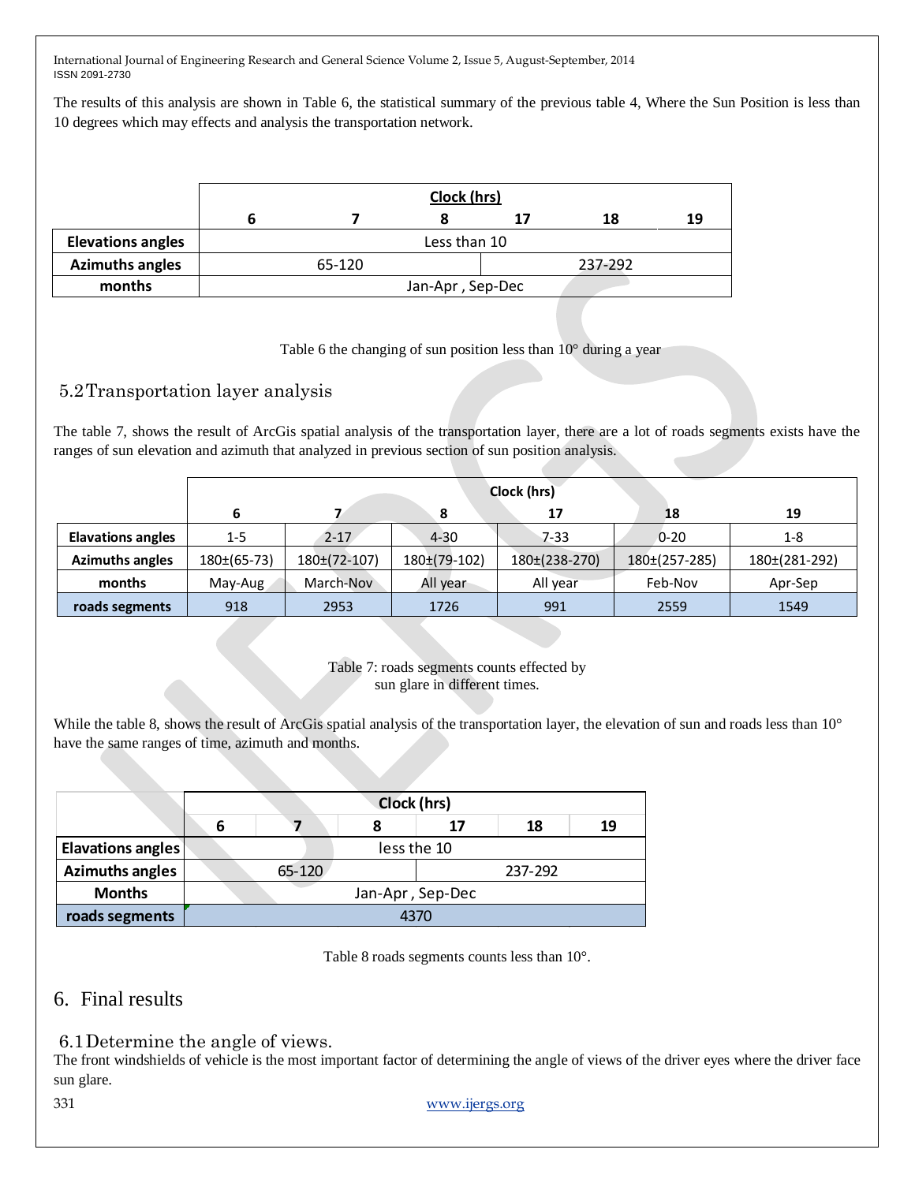The results of this analysis are shown in Table 6, the statistical summary of the previous table 4, Where the Sun Position is less than 10 degrees which may effects and analysis the transportation network.

| | Clock (hrs) | | | | | |
|---|---|---|---|---|---|---|
| | 6 | 7 | 8 | 17 | 18 | 19 |
| Elevations angles | Less than 10 | | | | | |
| Azimuths angles | 65-120 | | | 237-292 | | |
| months | Jan-Apr , Sep-Dec | | | | | |

Table 6 the changing of sun position less than 10° during a year

## 5.2 Transportation layer analysis

The table 7, shows the result of ArcGis spatial analysis of the transportation layer, there are a lot of roads segments exists have the ranges of sun elevation and azimuth that analyzed in previous section of sun position analysis.

| | Clock (hrs) | | | | | |
|---|---|---|---|---|---|---|
| | 6 | 7 | 8 | 17 | 18 | 19 |
| Elavations angles | 1-5 | 2-17 | 4-30 | 7-33 | 0-20 | 1-8 |
| Azimuths angles | 180±(65-73) | 180±(72-107) | 180±(79-102) | 180±(238-270) | 180±(257-285) | 180±(281-292) |
| months | May-Aug | March-Nov | All year | All year | Feb-Nov | Apr-Sep |
| roads segments | 918 | 2953 | 1726 | 991 | 2559 | 1549 |

Table 7: roads segments counts effected by sun glare in different times.

While the table 8, shows the result of ArcGis spatial analysis of the transportation layer, the elevation of sun and roads less than 10° have the same ranges of time, azimuth and months.

| | Clock (hrs) | | | | | |
|---|---|---|---|---|---|---|
| | 6 | 7 | 8 | 17 | 18 | 19 |
| Elevations angles | less the 10 | | | | | |
| Azimuths angles | 65-120 | | | 237-292 | | |
| Months | Jan-Apr , Sep-Dec | | | | | |
| roads segments | 4370 | | | | | |

Table 8 roads segments counts less than 10°.

# 6. Final results

## 6.1 Determine the angle of views.

The front windshields of vehicle is the most important factor of determining the angle of views of the driver eyes where the driver face sun glare.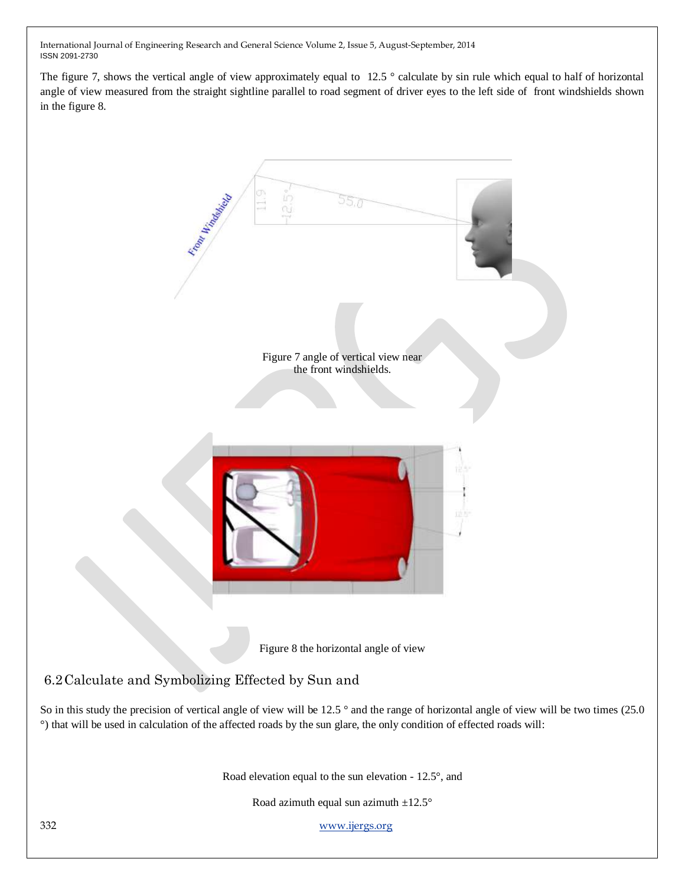The figure 7, shows the vertical angle of view approximately equal to 12.5 ° calculate by sin rule which equal to half of horizontal angle of view measured from the straight sightline parallel to road segment of driver eyes to the left side of front windshields shown in the figure 8.

Figure 7 angle of vertical view near the front windshields.

Figure 8 the horizontal angle of view

## 6.2 Calculate and Symbolizing Effected by Sun and

So in this study the precision of vertical angle of view will be 12.5 ° and the range of horizontal angle of view will be two times (25.0 °) that will be used in calculation of the affected roads by the sun glare, the only condition of effected roads will:

Road elevation equal to the sun elevation - 12.5°, and

Road azimuth equal sun azimuth ±12.5°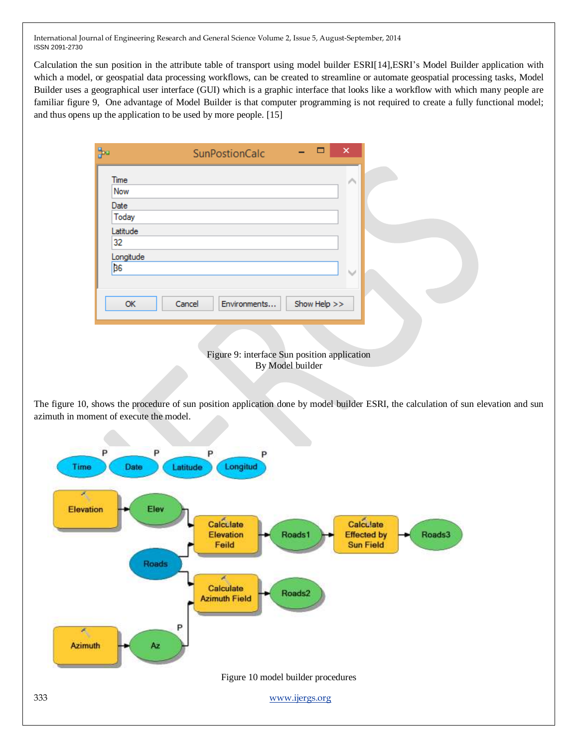Calculation the sun position in the attribute table of transport using model builder ESRI[14],ESRI's Model Builder application with which a model, or geospatial data processing workflows, can be created to streamline or automate geospatial processing tasks, Model Builder uses a geographical user interface (GUI) which is a graphic interface that looks like a workflow with which many people are familiar figure 9, One advantage of Model Builder is that computer programming is not required to create a fully functional model; and thus opens up the application to be used by more people. [15]

Figure 9: interface Sun position application By Model builder

The figure 10, shows the procedure of sun position application done by model builder ESRI, the calculation of sun elevation and sun azimuth in moment of execute the model.

Figure 10 model builder procedures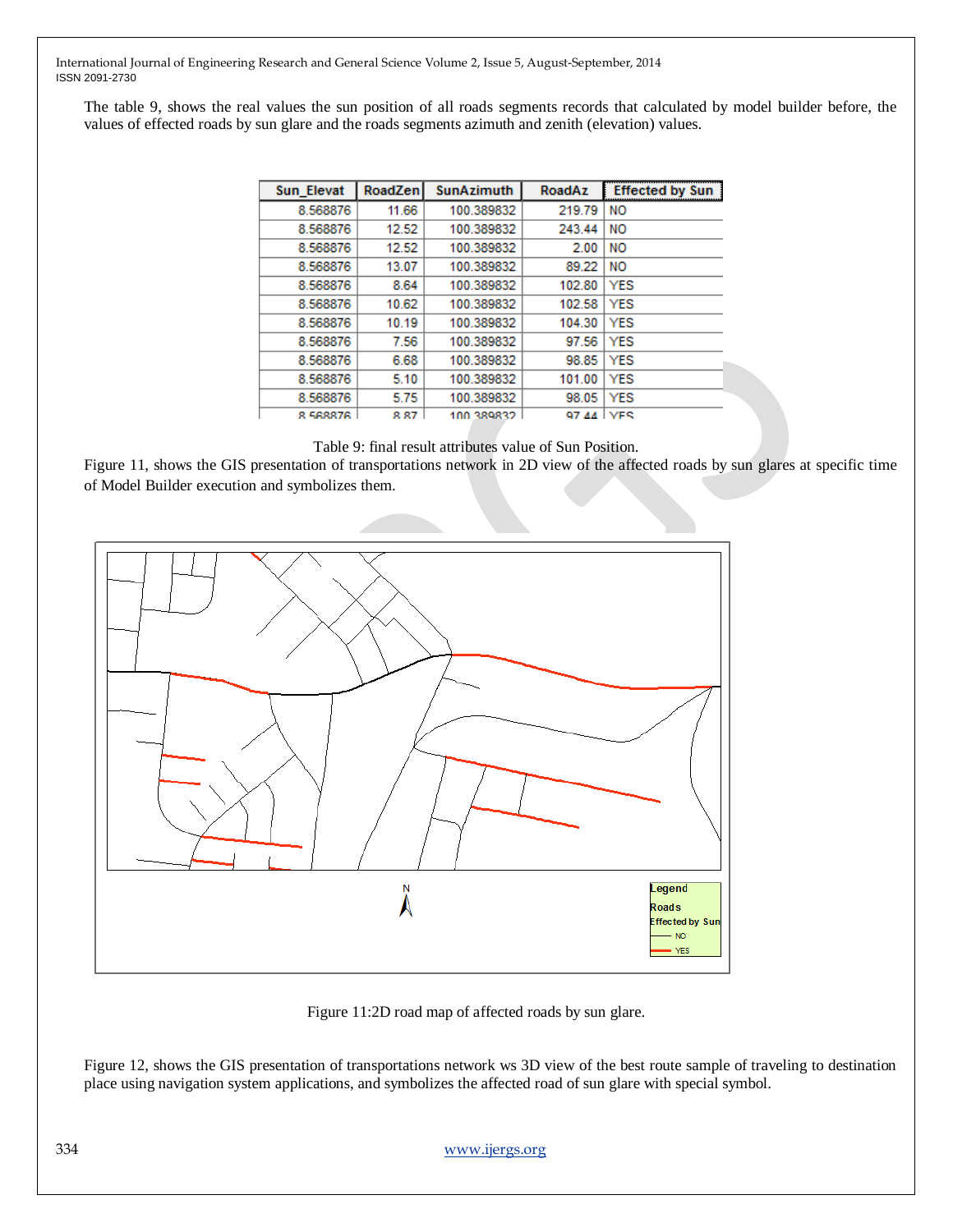The table 9, shows the real values the sun position of all roads segments records that calculated by model builder before, the values of effected roads by sun glare and the roads segments azimuth and zenith (elevation) values.

| Sun_Elevat | RoadZen | SunAzimuth | RoadAz | Effected by Sun |
|---|---|---|---|---|
| 8.568876 | 11.66 | 100.389832 | 219.79 | NO |
| 8.568876 | 12.52 | 100.389832 | 243.44 | NO |
| 8.568876 | 12.52 | 100.389832 | 2.00 | NO |
| 8.568876 | 13.07 | 100.389832 | 89.22 | NO |
| 8.568876 | 8.64 | 100.389832 | 102.80 | YES |
| 8.568876 | 10.62 | 100.389832 | 102.58 | YES |
| 8.568876 | 10.19 | 100.389832 | 104.30 | YES |
| 8.568876 | 7.56 | 100.389832 | 97.56 | YES |
| 8.568876 | 6.68 | 100.389832 | 98.85 | YES |
| 8.568876 | 5.10 | 100.389832 | 101.00 | YES |
| 8.568876 | 5.75 | 100.389832 | 98.05 | YES |
| 8.568876 | 8.87 | 100.389832 | 97.44 | YES |

Table 9: final result attributes value of Sun Position.

Figure 11, shows the GIS presentation of transportations network in 2D view of the affected roads by sun glares at specific time of Model Builder execution and symbolizes them.

Figure 11:2D road map of affected roads by sun glare.

Figure 12, shows the GIS presentation of transportations network ws 3D view of the best route sample of traveling to destination place using navigation system applications, and symbolizes the affected road of sun glare with special symbol.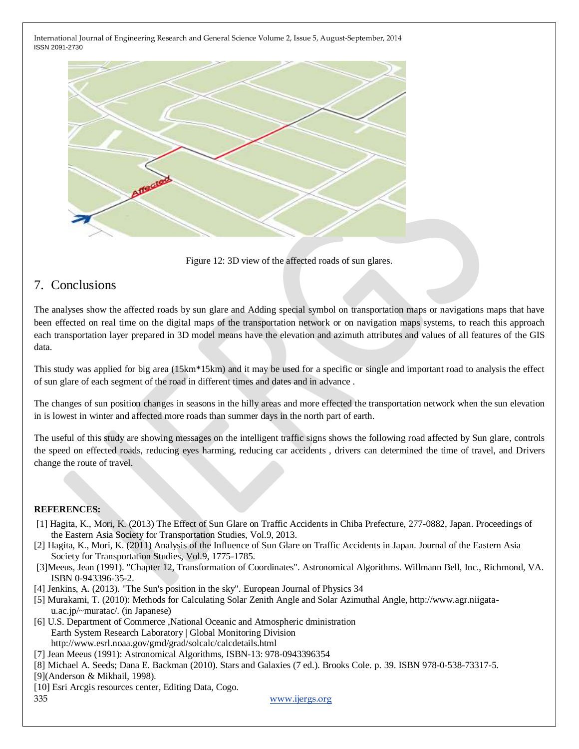Figure 12: 3D view of the affected roads of sun glares.

## 7. Conclusions

The analyses show the affected roads by sun glare and Adding special symbol on transportation maps or navigations maps that have been effected on real time on the digital maps of the transportation network or on navigation maps systems, to reach this approach each transportation layer prepared in 3D model means have the elevation and azimuth attributes and values of all features of the GIS data.

This study was applied for big area (15km*15km) and it may be used for a specific or single and important road to analysis the effect of sun glare of each segment of the road in different times and dates and in advance .

The changes of sun position changes in seasons in the hilly areas and more effected the transportation network when the sun elevation in is lowest in winter and affected more roads than summer days in the north part of earth.

The useful of this study are showing messages on the intelligent traffic signs shows the following road affected by Sun glare, controls the speed on effected roads, reducing eyes harming, reducing car accidents , drivers can determined the time of travel, and Drivers change the route of travel.

**REFERENCES:**

[1] Hagita, K., Mori, K. (2013) The Effect of Sun Glare on Traffic Accidents in Chiba Prefecture, 277-0882, Japan. Proceedings of the Eastern Asia Society for Transportation Studies, Vol.9, 2013.

[2] Hagita, K., Mori, K. (2011) Analysis of the Influence of Sun Glare on Traffic Accidents in Japan. Journal of the Eastern Asia Society for Transportation Studies, Vol.9, 1775-1785.

[3]Meeus, Jean (1991). "Chapter 12, Transformation of Coordinates". Astronomical Algorithms. Willmann Bell, Inc., Richmond, VA. ISBN 0-943396-35-2.

[4] Jenkins, A. (2013). "The Sun's position in the sky". European Journal of Physics 34

[5] Murakami, T. (2010): Methods for Calculating Solar Zenith Angle and Solar Azimuthal Angle, http://www.agr.niigata-u.ac.jp/~muratac/. (in Japanese)

[6] U.S. Department of Commerce ,National Oceanic and Atmospheric dministration
Earth System Research Laboratory | Global Monitoring Division
http://www.esrl.noaa.gov/gmd/grad/solcalc/calcdetails.html

[7] Jean Meeus (1991): Astronomical Algorithms, ISBN-13: 978-0943396354

[8] Michael A. Seeds; Dana E. Backman (2010). Stars and Galaxies (7 ed.). Brooks Cole. p. 39. ISBN 978-0-538-73317-5.

[9](Anderson & Mikhail, 1998).

[10] Esri Arcgis resources center, Editing Data, Cogo.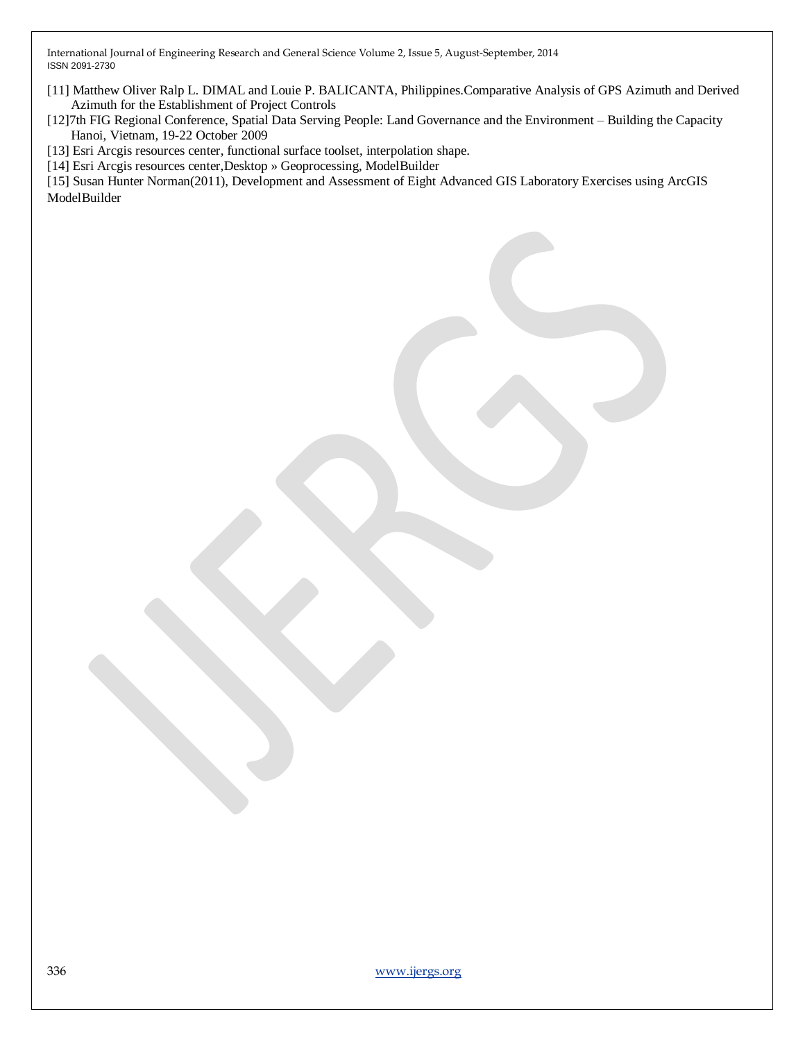[11] Matthew Oliver Ralp L. DIMAL and Louie P. BALICANTA, Philippines.Comparative Analysis of GPS Azimuth and Derived Azimuth for the Establishment of Project Controls

[12]7th FIG Regional Conference, Spatial Data Serving People: Land Governance and the Environment – Building the Capacity Hanoi, Vietnam, 19-22 October 2009

[13] Esri Arcgis resources center, functional surface toolset, interpolation shape.

[14] Esri Arcgis resources center,Desktop » Geoprocessing, ModelBuilder

[15] Susan Hunter Norman(2011), Development and Assessment of Eight Advanced GIS Laboratory Exercises using ArcGIS ModelBuilder